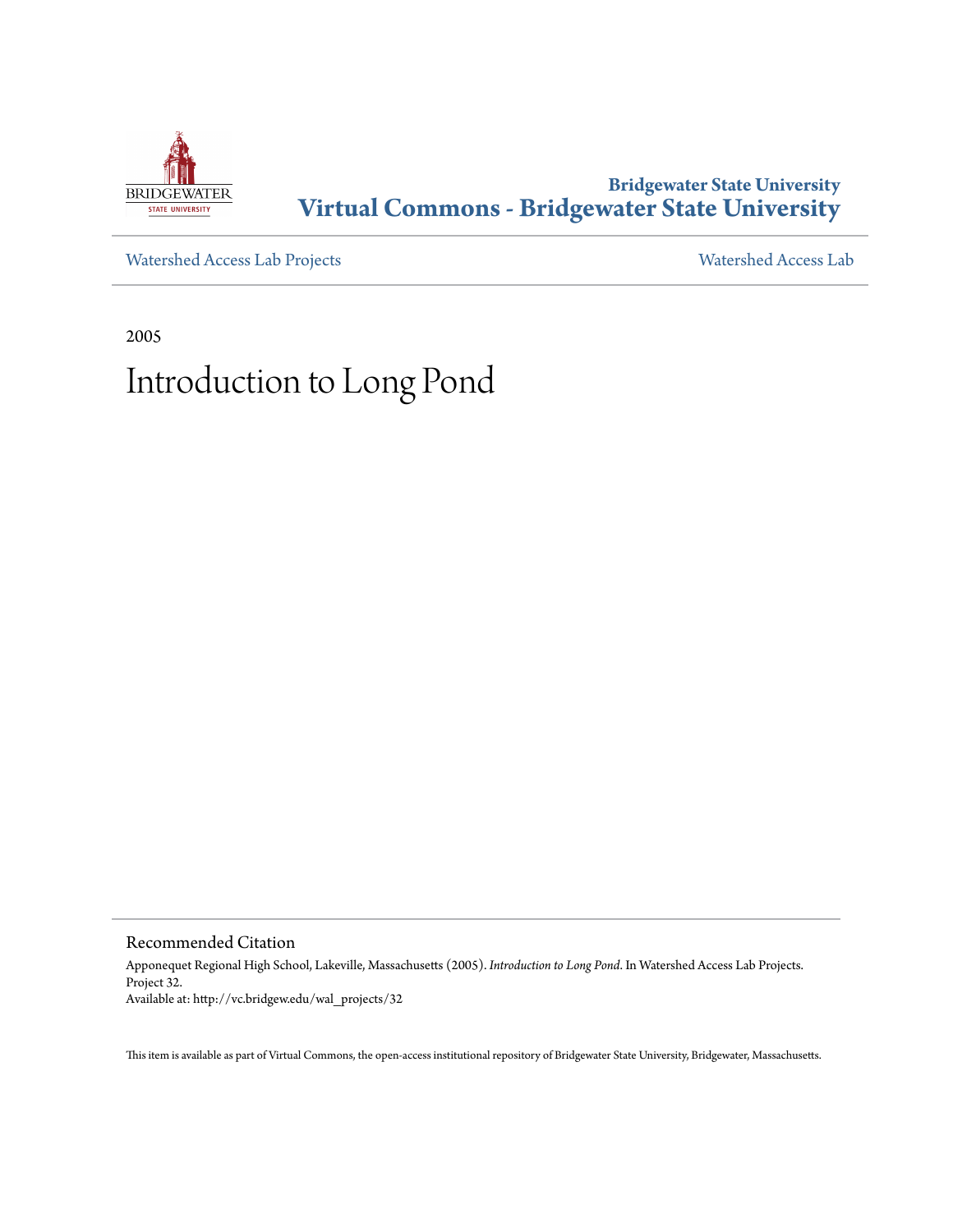**Bridgewater State University**
**Virtual Commons - Bridgewater State University**

Watershed Access Lab Projects | Watershed Access Lab

2005

# Introduction to Long Pond

## Recommended Citation

Apponequet Regional High School, Lakeville, Massachusetts (2005). *Introduction to Long Pond*. In Watershed Access Lab Projects. Project 32.
Available at: http://vc.bridgew.edu/wal_projects/32

This item is available as part of Virtual Commons, the open-access institutional repository of Bridgewater State University, Bridgewater, Massachusetts.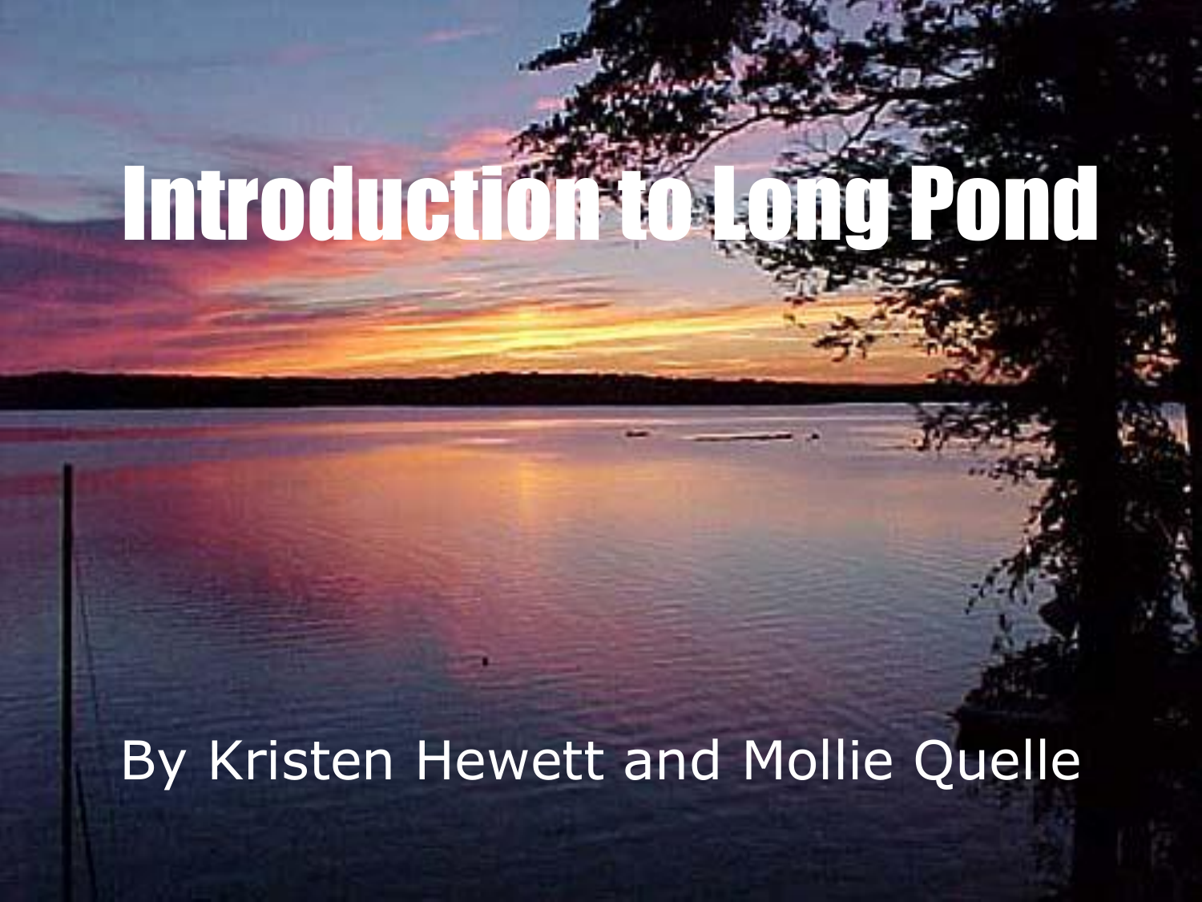# Introduction to Long Pond

By Kristen Hewett and Mollie Quelle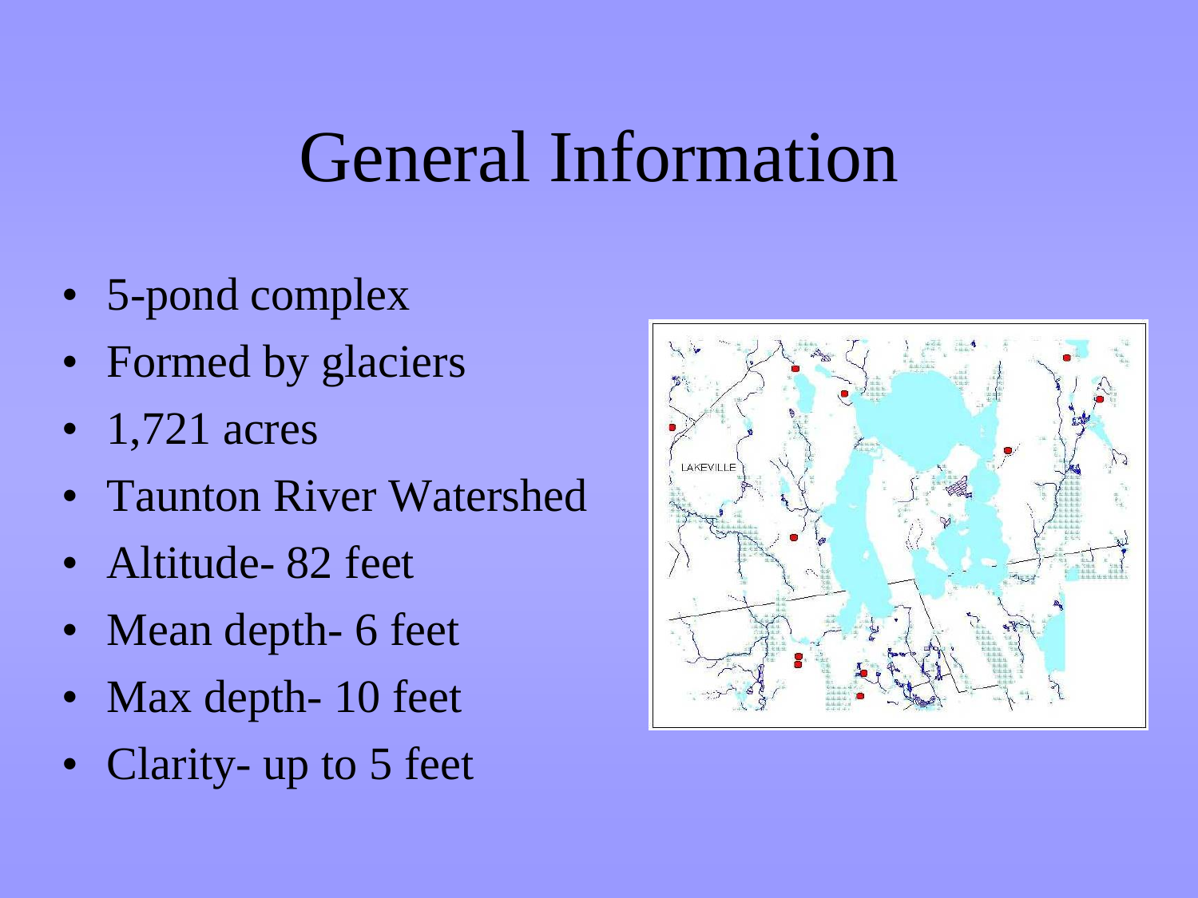# General Information

- 5-pond complex
- Formed by glaciers
- 1,721 acres
- Taunton River Watershed
- Altitude- 82 feet
- Mean depth- 6 feet
- Max depth- 10 feet
- Clarity- up to 5 feet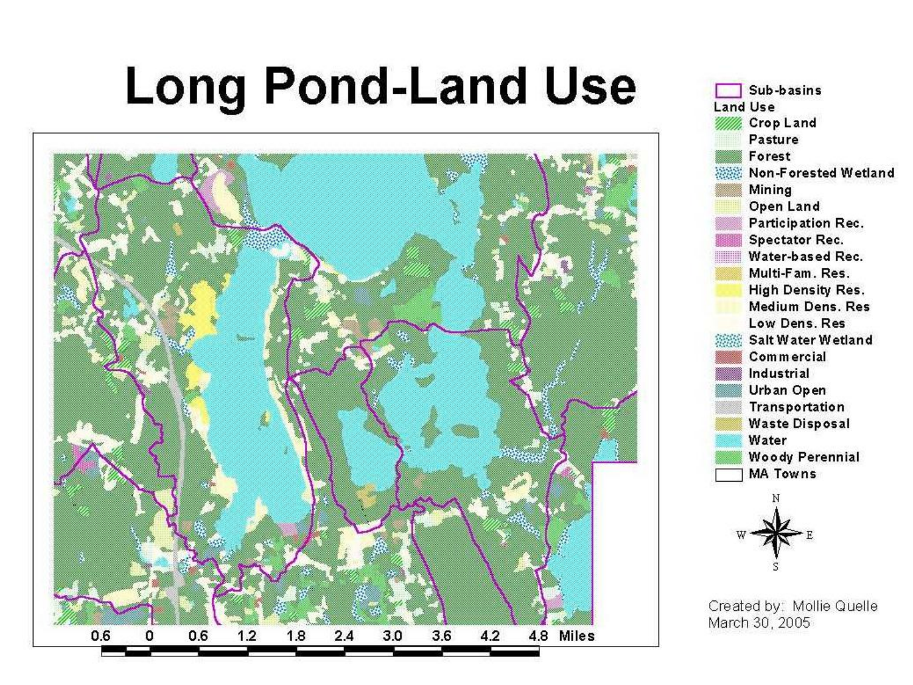# Long Pond-Land Use

Sub-basins

Land Use

- Crop Land
- Pasture
- Forest
- Non-Forested Wetland
- Mining
- Open Land
- Participation Rec.
- Spectator Rec.
- Water-based Rec.
- Multi-Fam. Res.
- High Density Res.
- Medium Dens. Res
- Low Dens. Res
- Salt Water Wetland
- Commercial
- Industrial
- Urban Open
- Transportation
- Waste Disposal
- Water
- Woody Perennial
- MA Towns

N W E S

0.6 0 0.6 1.2 1.8 2.4 3.0 3.6 4.2 4.8 Miles

Created by: Mollie Quelle
March 30, 2005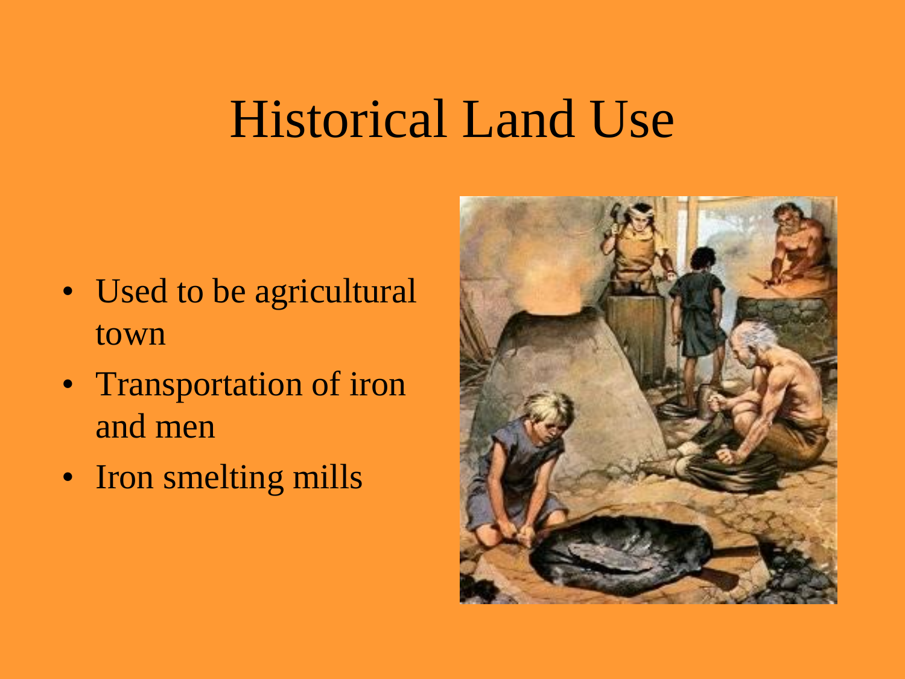# Historical Land Use

- Used to be agricultural town
- Transportation of iron and men
- Iron smelting mills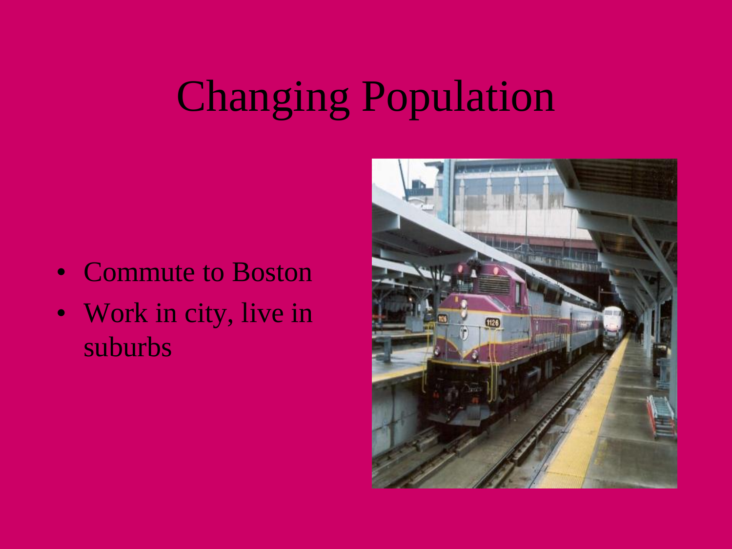# Changing Population

- Commute to Boston
- Work in city, live in suburbs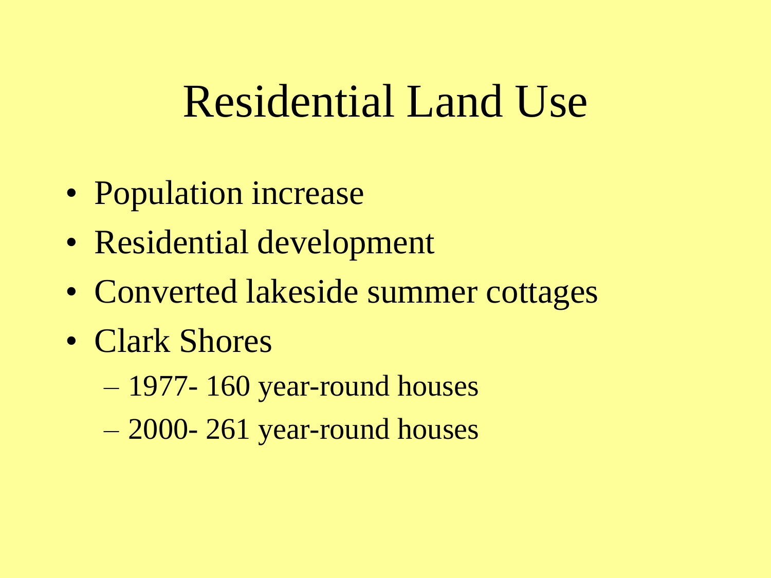# Residential Land Use

- Population increase
- Residential development
- Converted lakeside summer cottages
- Clark Shores
  - 1977- 160 year-round houses
  - 2000- 261 year-round houses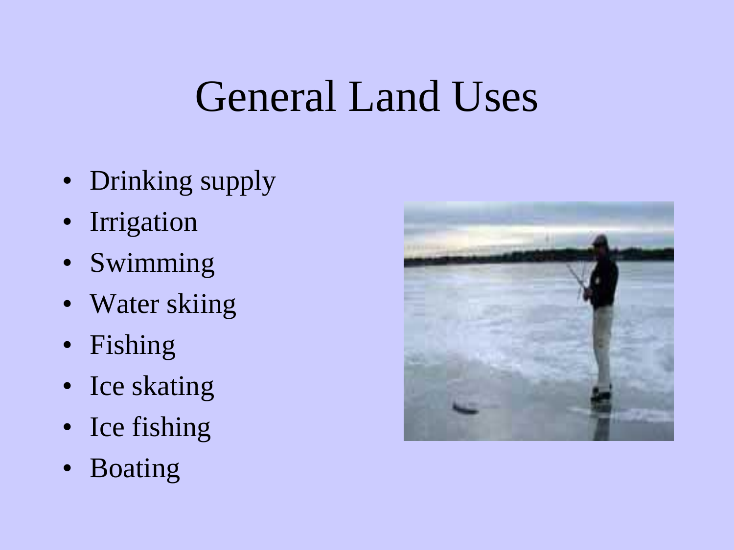# General Land Uses

- Drinking supply
- Irrigation
- Swimming
- Water skiing
- Fishing
- Ice skating
- Ice fishing
- Boating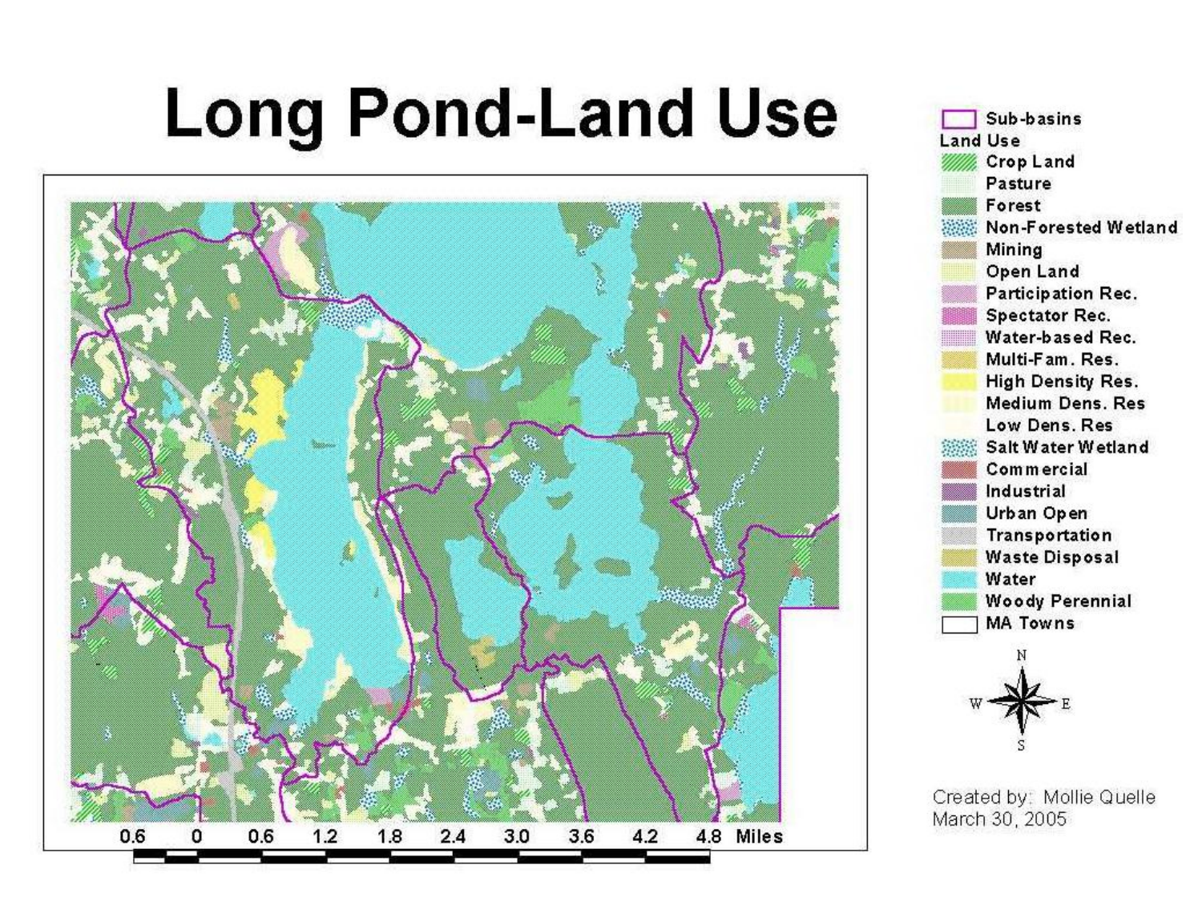# Long Pond-Land Use

**Sub-basins**

**Land Use**

- Crop Land
- Pasture
- Forest
- Non-Forested Wetland
- Mining
- Open Land
- Participation Rec.
- Spectator Rec.
- Water-based Rec.
- Multi-Fam. Res.
- High Density Res.
- Medium Dens. Res
- Low Dens. Res
- Salt Water Wetland
- Commercial
- Industrial
- Urban Open
- Transportation
- Waste Disposal
- Water
- Woody Perennial
- MA Towns

0.6 0 0.6 1.2 1.8 2.4 3.0 3.6 4.2 4.8 Miles

Created by: Mollie Quelle
March 30, 2005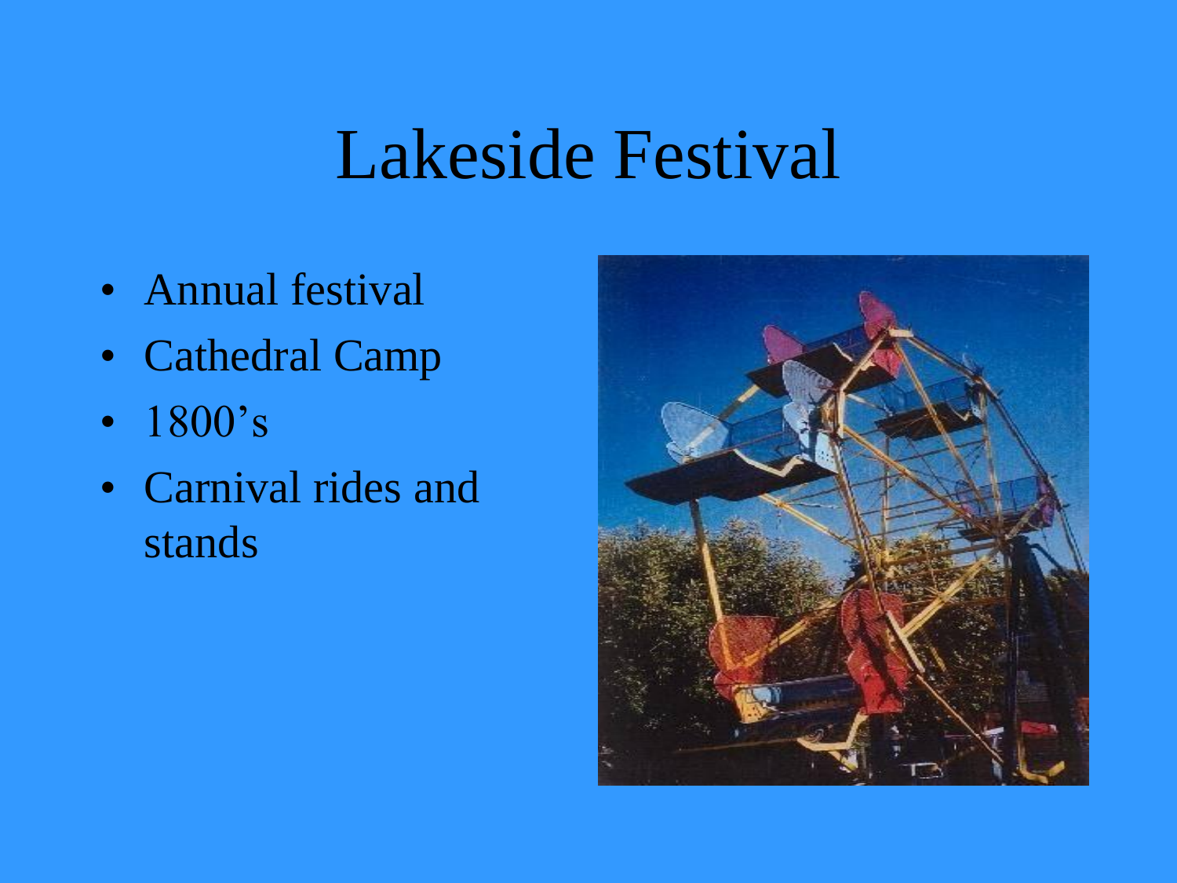# Lakeside Festival

- Annual festival
- Cathedral Camp
- 1800's
- Carnival rides and stands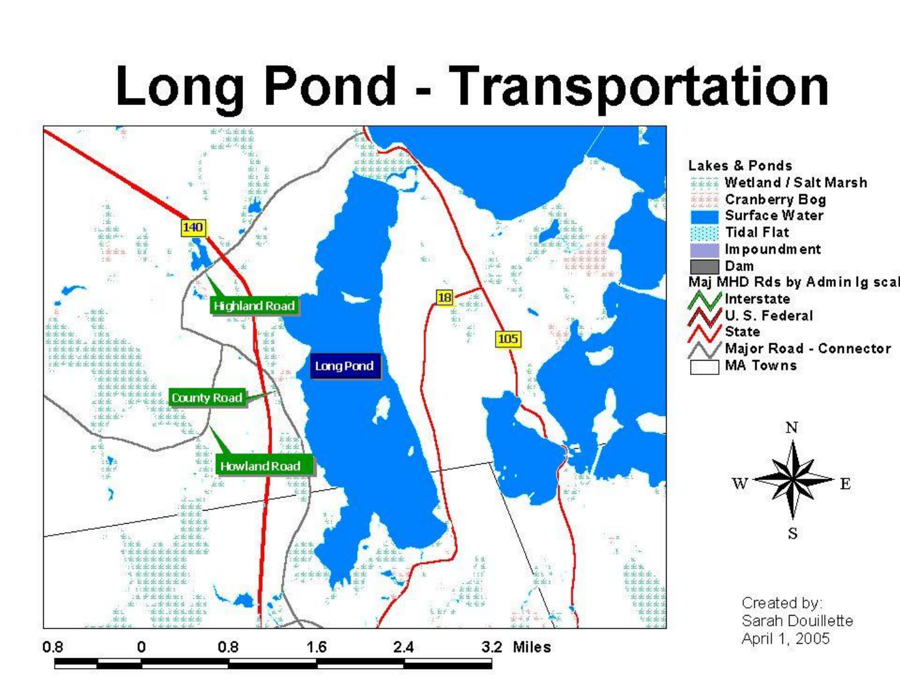# Long Pond - Transportation

Lakes & Ponds

- Wetland / Salt Marsh
- Cranberry Bog
- Surface Water
- Tidal Flat
- Impoundment
- Dam

Maj MHD Rds by Admin lg scal

- Interstate
- U. S. Federal
- State
- Major Road - Connector
- MA Towns

140

18

105

Highland Road

County Road

Howland Road

Long Pond

N

W

E

S

0.8 0 0.8 1.6 2.4 3.2 Miles

Created by:
Sarah Douillette
April 1, 2005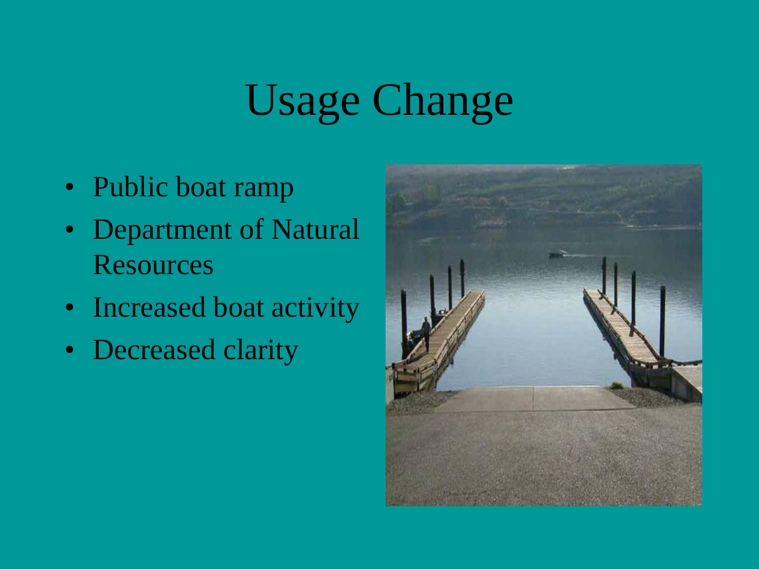# Usage Change

- Public boat ramp
- Department of Natural Resources
- Increased boat activity
- Decreased clarity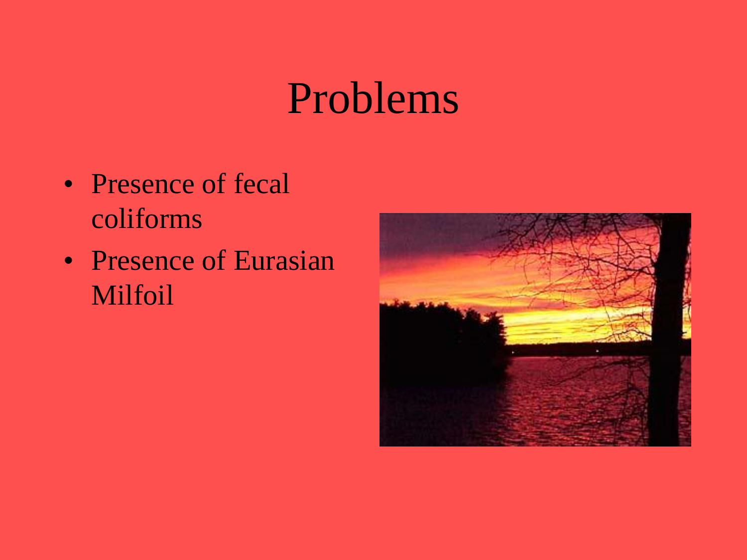# Problems

- Presence of fecal coliforms
- Presence of Eurasian Milfoil